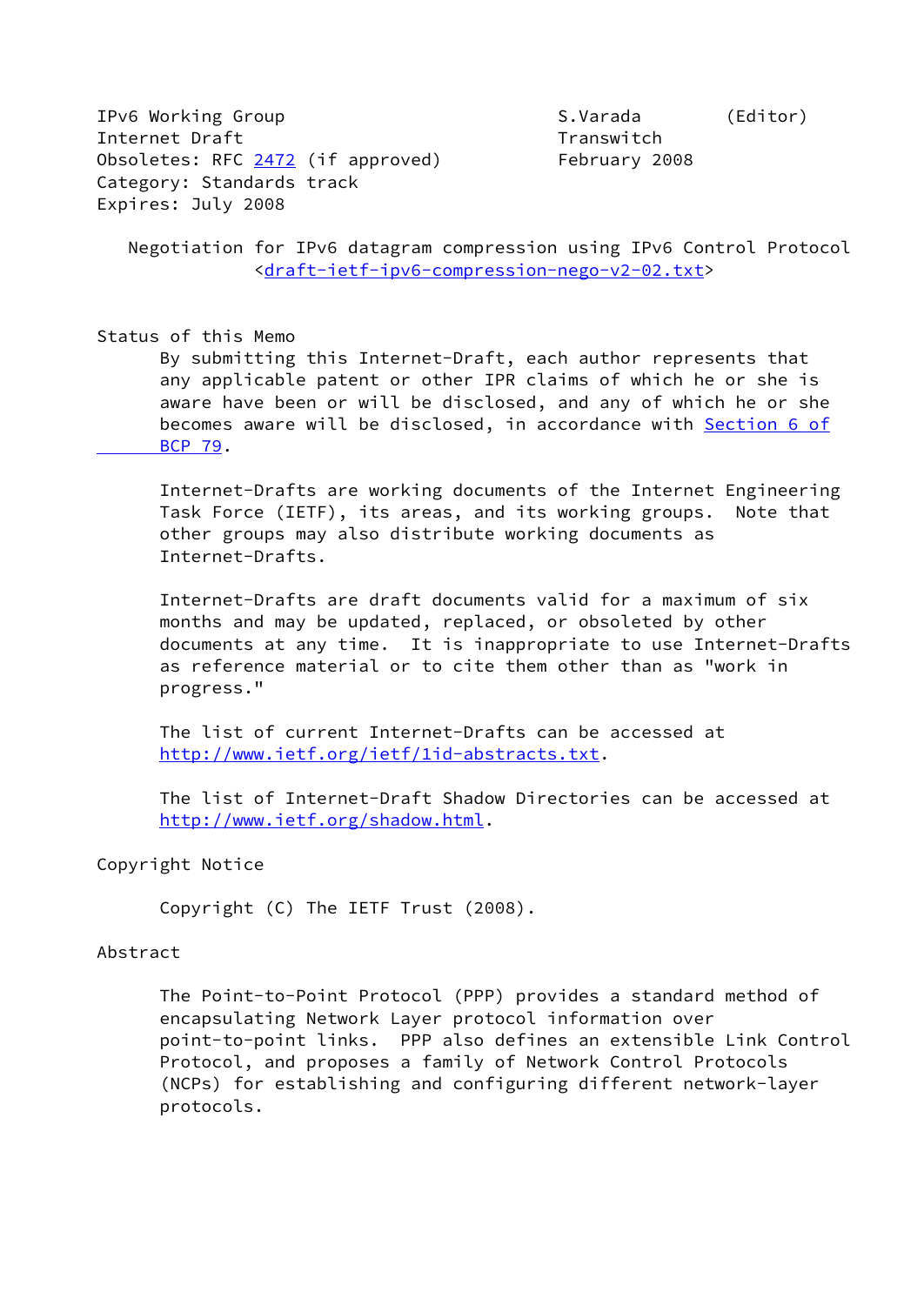IPv6 Working Group S.Varada (Editor)
Internet Draft Transwitch
Obsoletes: RFC 2472 (if approved) February 2008
Category: Standards track
Expires: July 2008

# Negotiation for IPv6 datagram compression using IPv6 Control Protocol

<draft-ietf-ipv6-compression-nego-v2-02.txt>

## Status of this Memo

By submitting this Internet-Draft, each author represents that any applicable patent or other IPR claims of which he or she is aware have been or will be disclosed, and any of which he or she becomes aware will be disclosed, in accordance with Section 6 of BCP 79.

Internet-Drafts are working documents of the Internet Engineering Task Force (IETF), its areas, and its working groups. Note that other groups may also distribute working documents as Internet-Drafts.

Internet-Drafts are draft documents valid for a maximum of six months and may be updated, replaced, or obsoleted by other documents at any time. It is inappropriate to use Internet-Drafts as reference material or to cite them other than as "work in progress."

The list of current Internet-Drafts can be accessed at http://www.ietf.org/ietf/1id-abstracts.txt.

The list of Internet-Draft Shadow Directories can be accessed at http://www.ietf.org/shadow.html.

## Copyright Notice

Copyright (C) The IETF Trust (2008).

## Abstract

The Point-to-Point Protocol (PPP) provides a standard method of encapsulating Network Layer protocol information over point-to-point links. PPP also defines an extensible Link Control Protocol, and proposes a family of Network Control Protocols (NCPs) for establishing and configuring different network-layer protocols.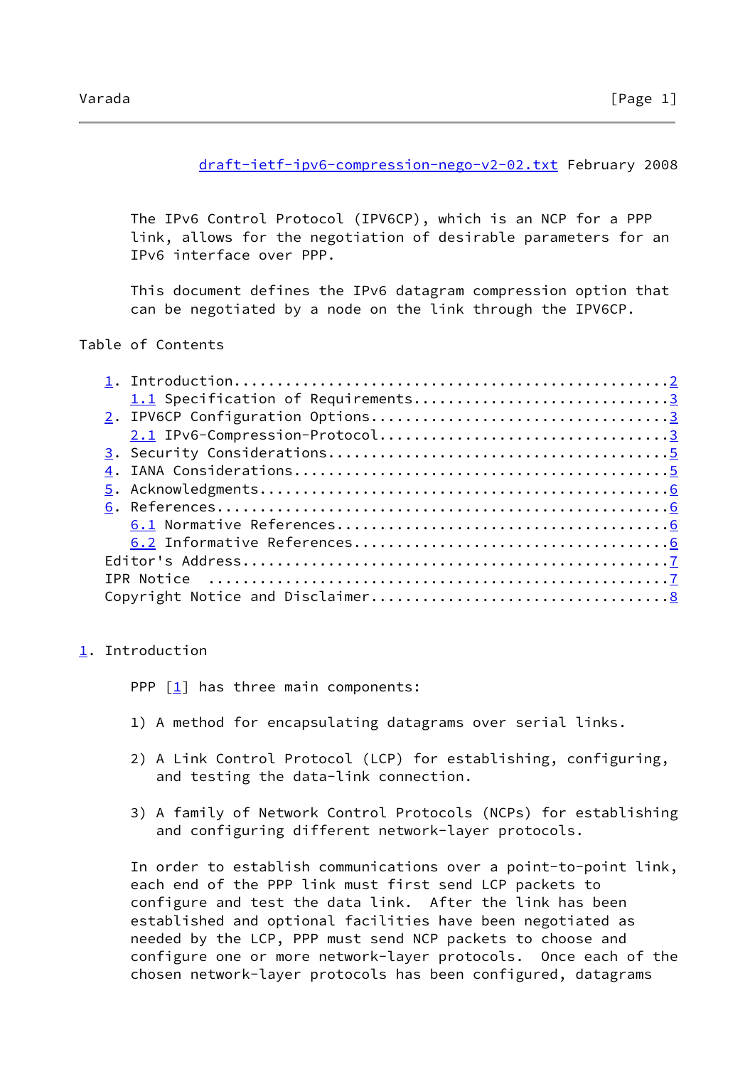draft-ietf-ipv6-compression-nego-v2-02.txt February 2008

The IPv6 Control Protocol (IPV6CP), which is an NCP for a PPP link, allows for the negotiation of desirable parameters for an IPv6 interface over PPP.

This document defines the IPv6 datagram compression option that can be negotiated by a node on the link through the IPV6CP.

## Table of Contents

1. Introduction....................................................2
   1.1 Specification of Requirements...............................3
2. IPV6CP Configuration Options....................................3
   2.1 IPv6-Compression-Protocol...................................3
3. Security Considerations.........................................5
4. IANA Considerations.............................................5
5. Acknowledgments.................................................6
6. References......................................................6
   6.1 Normative References........................................6
   6.2 Informative References......................................6

Editor's Address...................................................7
IPR Notice ........................................................7
Copyright Notice and Disclaimer....................................8

## 1. Introduction

PPP [1] has three main components:

1) A method for encapsulating datagrams over serial links.

2) A Link Control Protocol (LCP) for establishing, configuring, and testing the data-link connection.

3) A family of Network Control Protocols (NCPs) for establishing and configuring different network-layer protocols.

In order to establish communications over a point-to-point link, each end of the PPP link must first send LCP packets to configure and test the data link. After the link has been established and optional facilities have been negotiated as needed by the LCP, PPP must send NCP packets to choose and configure one or more network-layer protocols. Once each of the chosen network-layer protocols has been configured, datagrams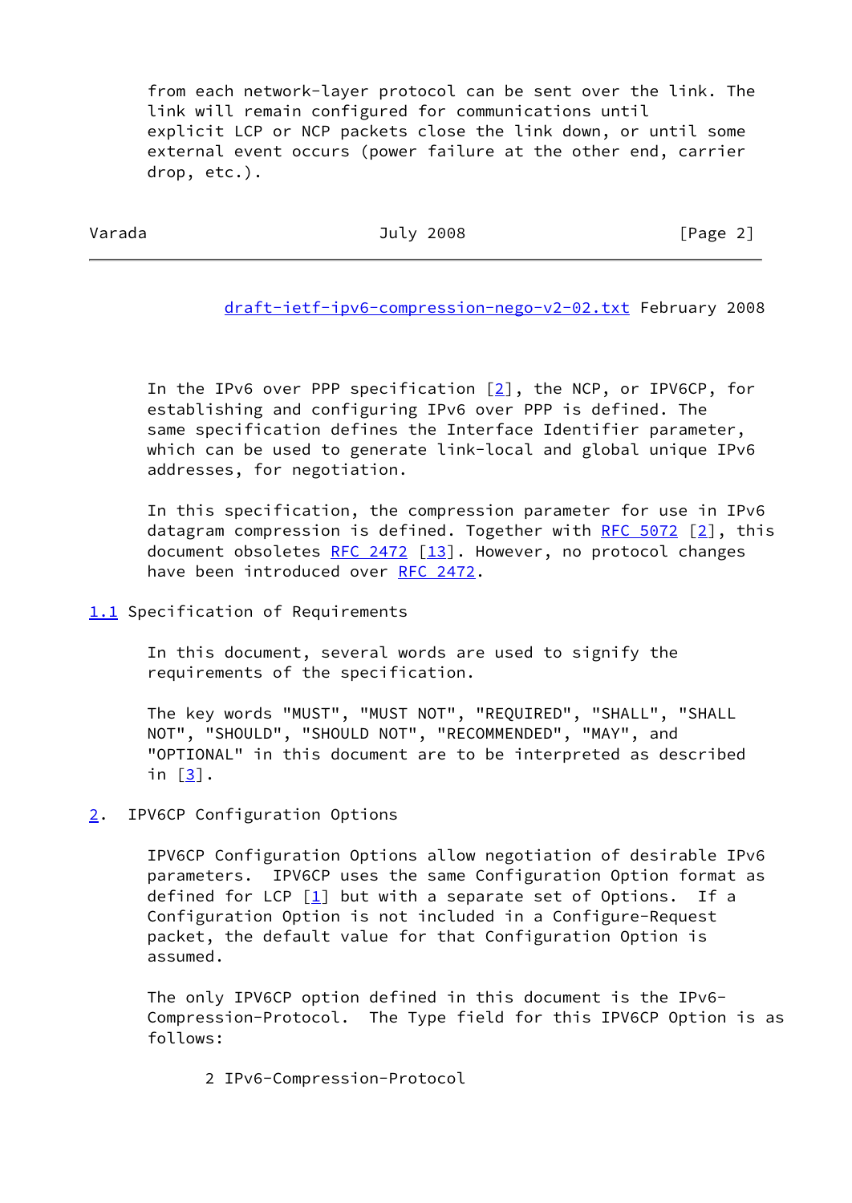from each network-layer protocol can be sent over the link. The link will remain configured for communications until explicit LCP or NCP packets close the link down, or until some external event occurs (power failure at the other end, carrier drop, etc.).

In the IPv6 over PPP specification [2], the NCP, or IPV6CP, for establishing and configuring IPv6 over PPP is defined. The same specification defines the Interface Identifier parameter, which can be used to generate link-local and global unique IPv6 addresses, for negotiation.

In this specification, the compression parameter for use in IPv6 datagram compression is defined. Together with RFC 5072 [2], this document obsoletes RFC 2472 [13]. However, no protocol changes have been introduced over RFC 2472.

### 1.1 Specification of Requirements

In this document, several words are used to signify the requirements of the specification.

The key words "MUST", "MUST NOT", "REQUIRED", "SHALL", "SHALL NOT", "SHOULD", "SHOULD NOT", "RECOMMENDED", "MAY", and "OPTIONAL" in this document are to be interpreted as described in [3].

## 2. IPV6CP Configuration Options

IPV6CP Configuration Options allow negotiation of desirable IPv6 parameters. IPV6CP uses the same Configuration Option format as defined for LCP [1] but with a separate set of Options. If a Configuration Option is not included in a Configure-Request packet, the default value for that Configuration Option is assumed.

The only IPV6CP option defined in this document is the IPv6-Compression-Protocol. The Type field for this IPV6CP Option is as follows:

```
      2 IPv6-Compression-Protocol
```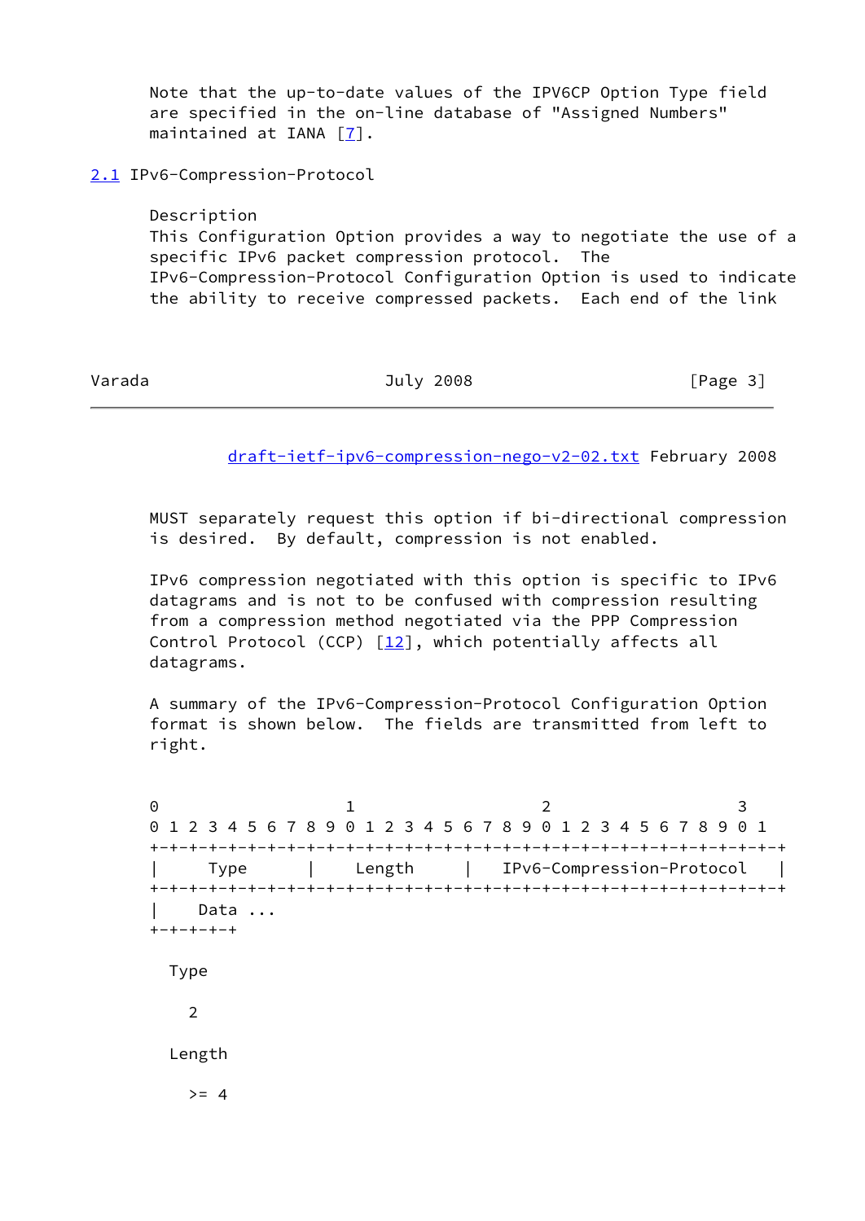Note that the up-to-date values of the IPV6CP Option Type field are specified in the on-line database of "Assigned Numbers" maintained at IANA [7].

## 2.1 IPv6-Compression-Protocol

Description

This Configuration Option provides a way to negotiate the use of a specific IPv6 packet compression protocol. The IPv6-Compression-Protocol Configuration Option is used to indicate the ability to receive compressed packets. Each end of the link MUST separately request this option if bi-directional compression is desired. By default, compression is not enabled.

IPv6 compression negotiated with this option is specific to IPv6 datagrams and is not to be confused with compression resulting from a compression method negotiated via the PPP Compression Control Protocol (CCP) [12], which potentially affects all datagrams.

A summary of the IPv6-Compression-Protocol Configuration Option format is shown below. The fields are transmitted from left to right.

```
 0                   1                   2                   3
 0 1 2 3 4 5 6 7 8 9 0 1 2 3 4 5 6 7 8 9 0 1 2 3 4 5 6 7 8 9 0 1
+-+-+-+-+-+-+-+-+-+-+-+-+-+-+-+-+-+-+-+-+-+-+-+-+-+-+-+-+-+-+-+-+
|     Type      |    Length     |   IPv6-Compression-Protocol   |
+-+-+-+-+-+-+-+-+-+-+-+-+-+-+-+-+-+-+-+-+-+-+-+-+-+-+-+-+-+-+-+-+
|    Data ...
+-+-+-+-+-+
```

Type

2

Length

>= 4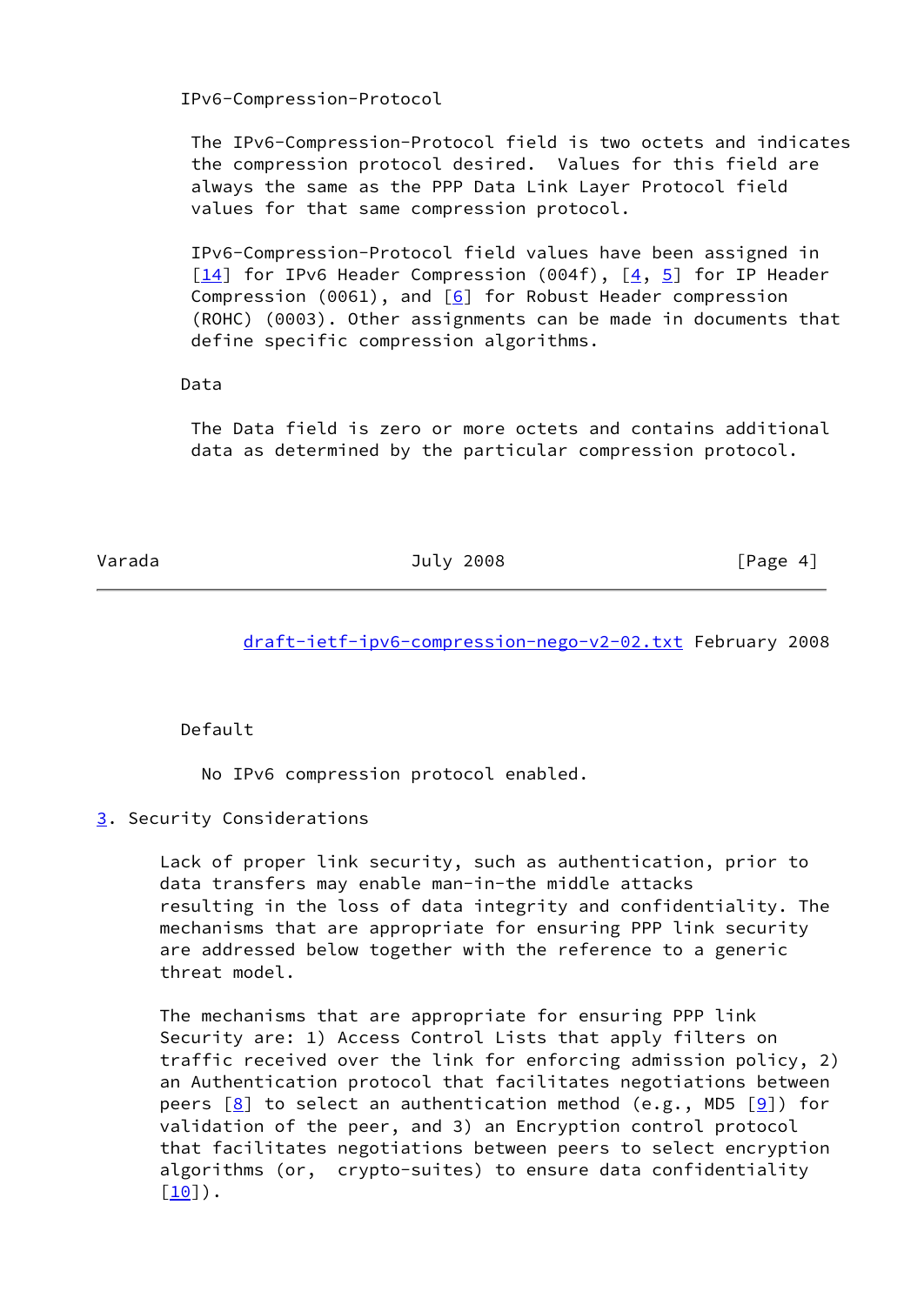IPv6-Compression-Protocol

The IPv6-Compression-Protocol field is two octets and indicates the compression protocol desired. Values for this field are always the same as the PPP Data Link Layer Protocol field values for that same compression protocol.

IPv6-Compression-Protocol field values have been assigned in [14] for IPv6 Header Compression (004f), [4, 5] for IP Header Compression (0061), and [6] for Robust Header compression (ROHC) (0003). Other assignments can be made in documents that define specific compression algorithms.

Data

The Data field is zero or more octets and contains additional data as determined by the particular compression protocol.

Default

No IPv6 compression protocol enabled.

## 3. Security Considerations

Lack of proper link security, such as authentication, prior to data transfers may enable man-in-the middle attacks resulting in the loss of data integrity and confidentiality. The mechanisms that are appropriate for ensuring PPP link security are addressed below together with the reference to a generic threat model.

The mechanisms that are appropriate for ensuring PPP link Security are: 1) Access Control Lists that apply filters on traffic received over the link for enforcing admission policy, 2) an Authentication protocol that facilitates negotiations between peers [8] to select an authentication method (e.g., MD5 [9]) for validation of the peer, and 3) an Encryption control protocol that facilitates negotiations between peers to select encryption algorithms (or, crypto-suites) to ensure data confidentiality [10]).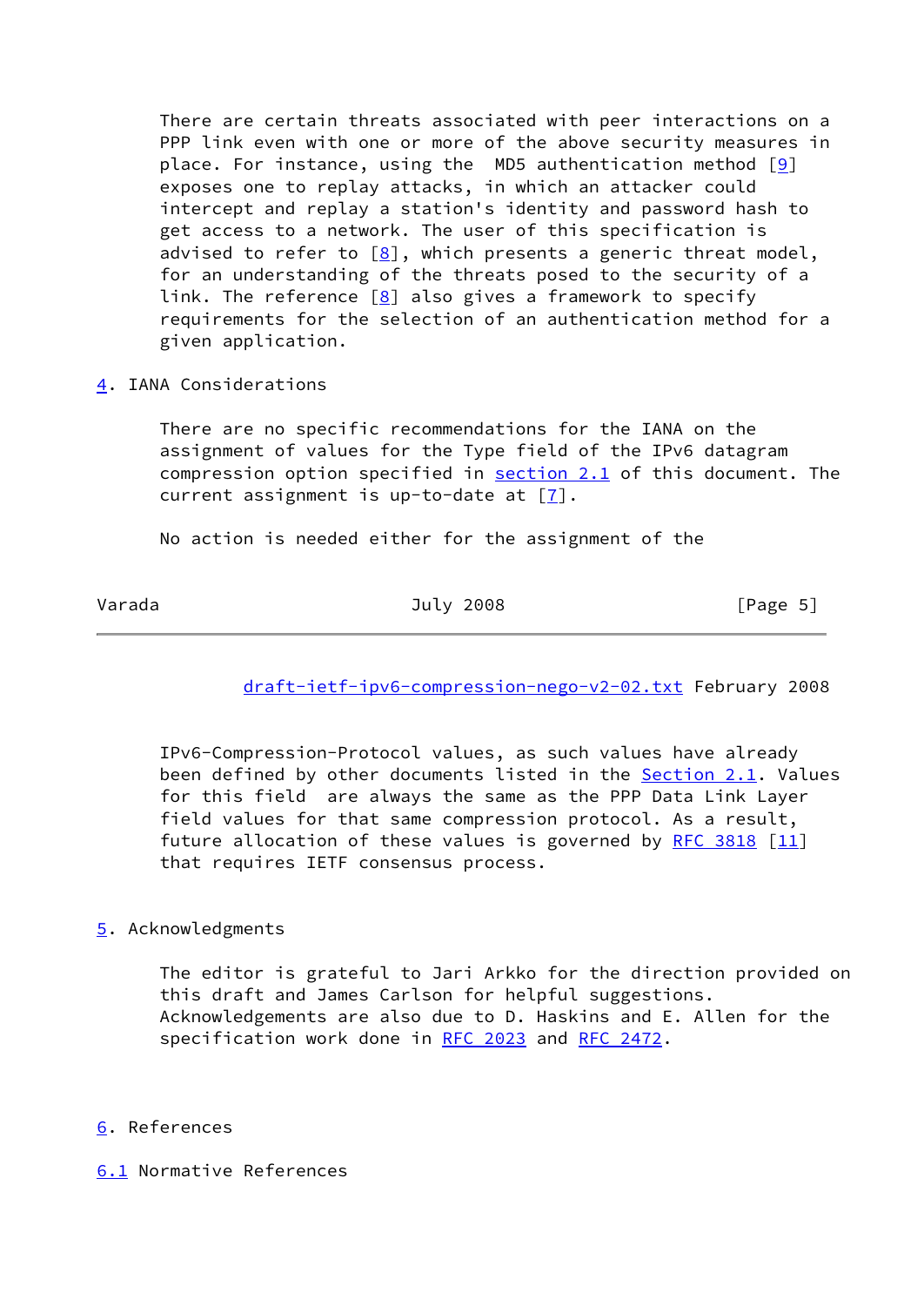There are certain threats associated with peer interactions on a PPP link even with one or more of the above security measures in place. For instance, using the MD5 authentication method [9] exposes one to replay attacks, in which an attacker could intercept and replay a station's identity and password hash to get access to a network. The user of this specification is advised to refer to [8], which presents a generic threat model, for an understanding of the threats posed to the security of a link. The reference [8] also gives a framework to specify requirements for the selection of an authentication method for a given application.

## 4. IANA Considerations

There are no specific recommendations for the IANA on the assignment of values for the Type field of the IPv6 datagram compression option specified in section 2.1 of this document. The current assignment is up-to-date at [7].

No action is needed either for the assignment of the IPv6-Compression-Protocol values, as such values have already been defined by other documents listed in the Section 2.1. Values for this field are always the same as the PPP Data Link Layer field values for that same compression protocol. As a result, future allocation of these values is governed by RFC 3818 [11] that requires IETF consensus process.

## 5. Acknowledgments

The editor is grateful to Jari Arkko for the direction provided on this draft and James Carlson for helpful suggestions. Acknowledgements are also due to D. Haskins and E. Allen for the specification work done in RFC 2023 and RFC 2472.

## 6. References

### 6.1 Normative References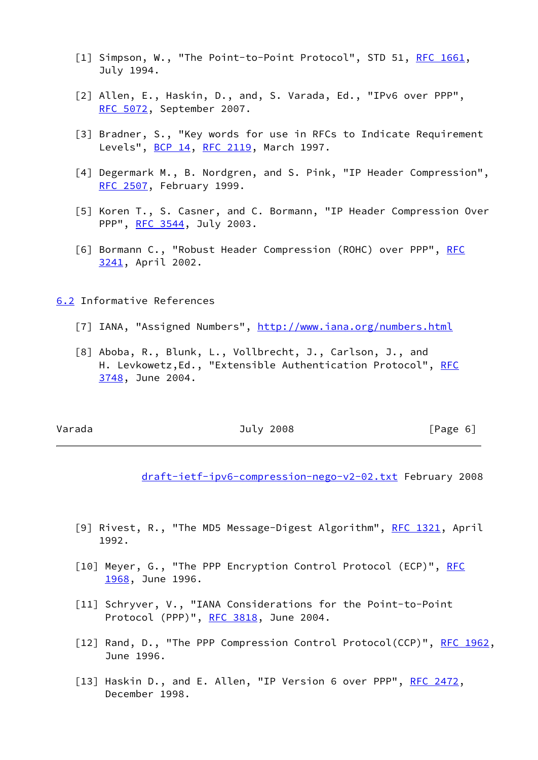[1] Simpson, W., "The Point-to-Point Protocol", STD 51, RFC 1661, July 1994.

[2] Allen, E., Haskin, D., and, S. Varada, Ed., "IPv6 over PPP", RFC 5072, September 2007.

[3] Bradner, S., "Key words for use in RFCs to Indicate Requirement Levels", BCP 14, RFC 2119, March 1997.

[4] Degermark M., B. Nordgren, and S. Pink, "IP Header Compression", RFC 2507, February 1999.

[5] Koren T., S. Casner, and C. Bormann, "IP Header Compression Over PPP", RFC 3544, July 2003.

[6] Bormann C., "Robust Header Compression (ROHC) over PPP", RFC 3241, April 2002.

## 6.2 Informative References

[7] IANA, "Assigned Numbers", http://www.iana.org/numbers.html

[8] Aboba, R., Blunk, L., Vollbrecht, J., Carlson, J., and H. Levkowetz,Ed., "Extensible Authentication Protocol", RFC 3748, June 2004.

[9] Rivest, R., "The MD5 Message-Digest Algorithm", RFC 1321, April 1992.

[10] Meyer, G., "The PPP Encryption Control Protocol (ECP)", RFC 1968, June 1996.

[11] Schryver, V., "IANA Considerations for the Point-to-Point Protocol (PPP)", RFC 3818, June 2004.

[12] Rand, D., "The PPP Compression Control Protocol(CCP)", RFC 1962, June 1996.

[13] Haskin D., and E. Allen, "IP Version 6 over PPP", RFC 2472, December 1998.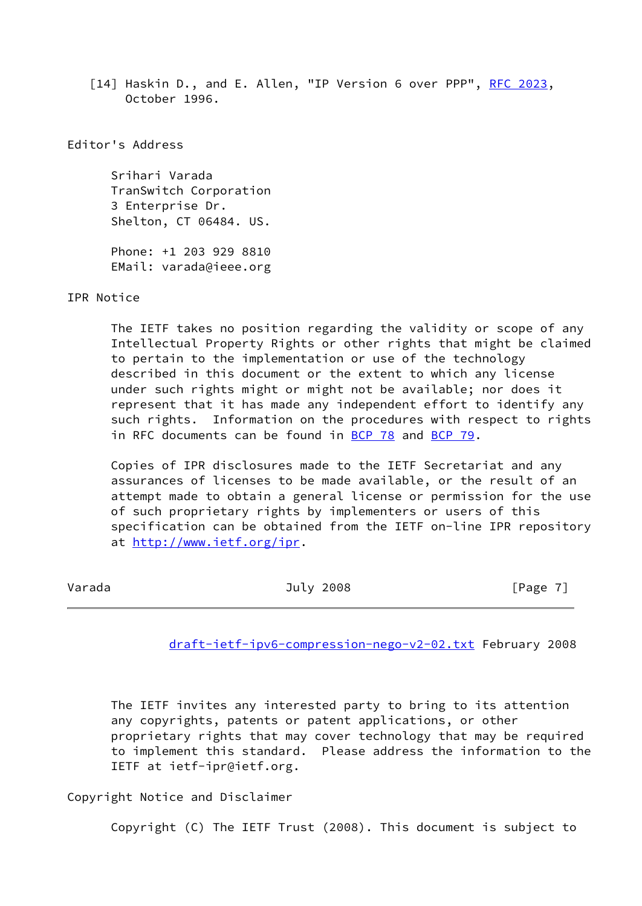[14] Haskin D., and E. Allen, "IP Version 6 over PPP", RFC 2023, October 1996.

## Editor's Address

Srihari Varada
TranSwitch Corporation
3 Enterprise Dr.
Shelton, CT 06484. US.

Phone: +1 203 929 8810
EMail: varada@ieee.org

## IPR Notice

The IETF takes no position regarding the validity or scope of any Intellectual Property Rights or other rights that might be claimed to pertain to the implementation or use of the technology described in this document or the extent to which any license under such rights might or might not be available; nor does it represent that it has made any independent effort to identify any such rights. Information on the procedures with respect to rights in RFC documents can be found in BCP 78 and BCP 79.

Copies of IPR disclosures made to the IETF Secretariat and any assurances of licenses to be made available, or the result of an attempt made to obtain a general license or permission for the use of such proprietary rights by implementers or users of this specification can be obtained from the IETF on-line IPR repository at http://www.ietf.org/ipr.

The IETF invites any interested party to bring to its attention any copyrights, patents or patent applications, or other proprietary rights that may cover technology that may be required to implement this standard. Please address the information to the IETF at ietf-ipr@ietf.org.

## Copyright Notice and Disclaimer

Copyright (C) The IETF Trust (2008). This document is subject to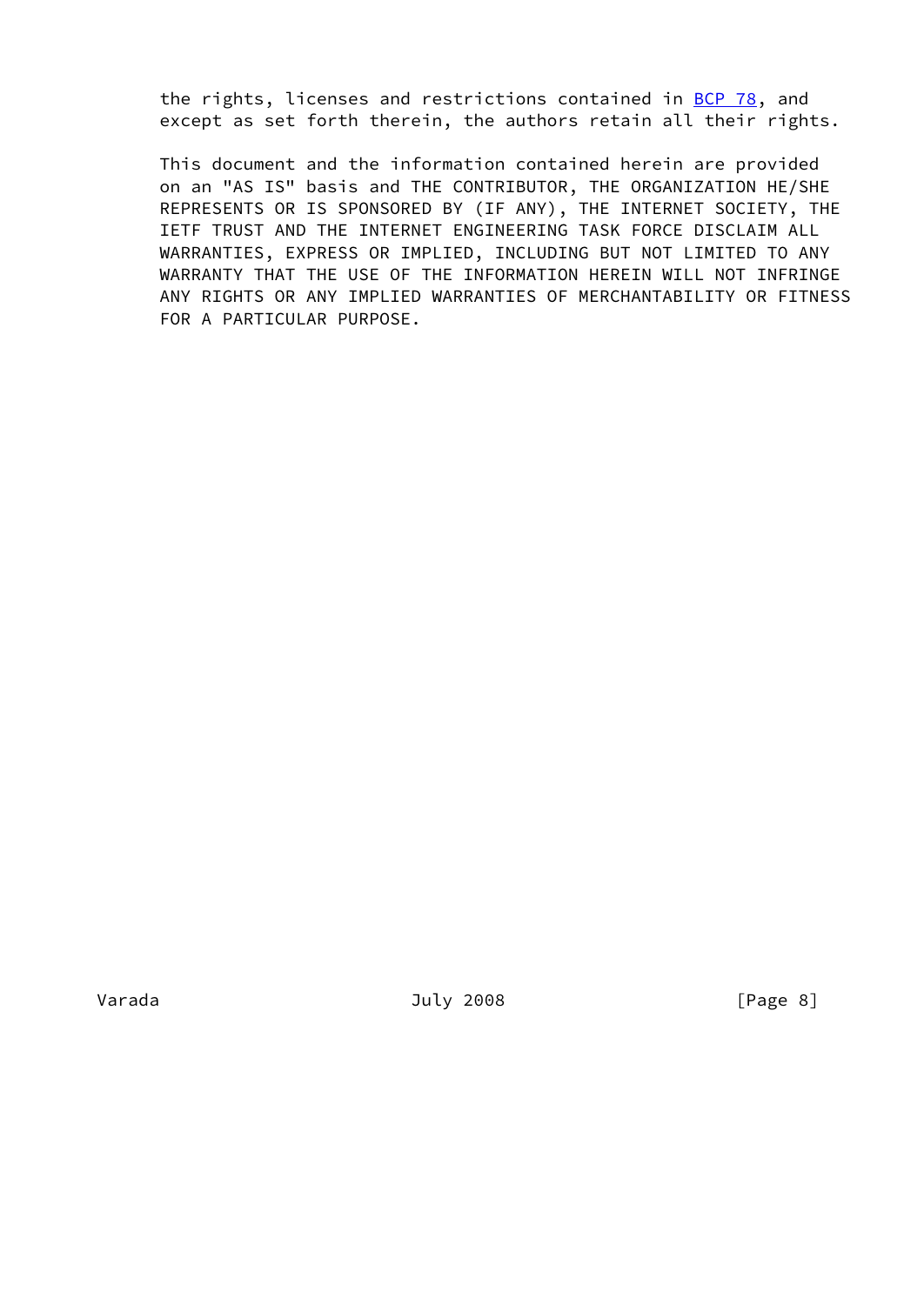the rights, licenses and restrictions contained in BCP 78, and except as set forth therein, the authors retain all their rights.

This document and the information contained herein are provided on an "AS IS" basis and THE CONTRIBUTOR, THE ORGANIZATION HE/SHE REPRESENTS OR IS SPONSORED BY (IF ANY), THE INTERNET SOCIETY, THE IETF TRUST AND THE INTERNET ENGINEERING TASK FORCE DISCLAIM ALL WARRANTIES, EXPRESS OR IMPLIED, INCLUDING BUT NOT LIMITED TO ANY WARRANTY THAT THE USE OF THE INFORMATION HEREIN WILL NOT INFRINGE ANY RIGHTS OR ANY IMPLIED WARRANTIES OF MERCHANTABILITY OR FITNESS FOR A PARTICULAR PURPOSE.